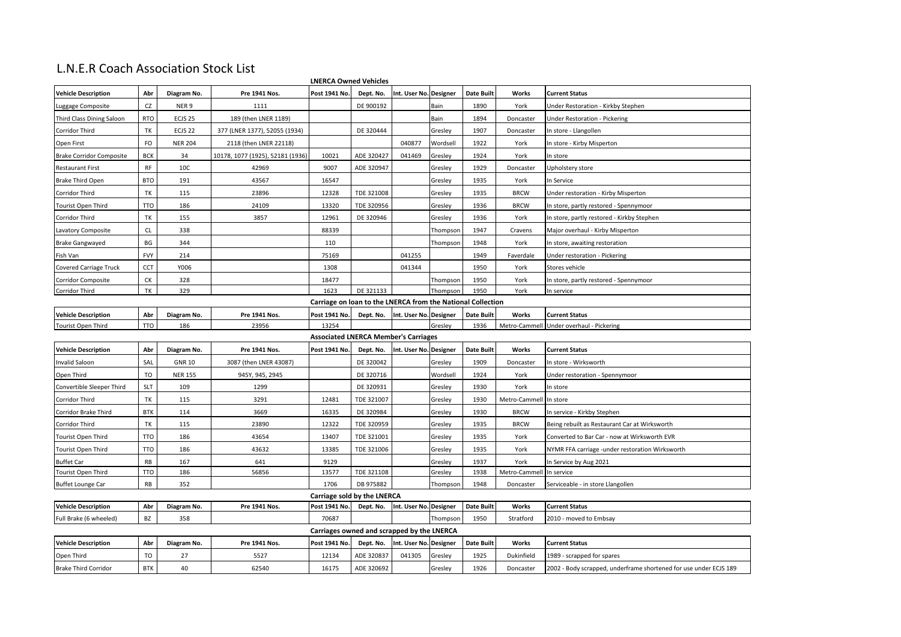# L.N.E.R Coach Association Stock List

### LNERCA Owned Vehicles

| Vehicle Description | Abr | Diagram No. | Pre 1941 Nos. | Post 1941 No. | Dept. No. | Int. User No. | Designer | Date Built | Works | Current Status |
|---|---|---|---|---|---|---|---|---|---|---|
| Luggage Composite | CZ | NER 9 | 1111 | | DE 900192 | | Bain | 1890 | York | Under Restoration - Kirkby Stephen |
| Third Class Dining Saloon | RTO | ECJS 25 | 189 (then LNER 1189) | | | | Bain | 1894 | Doncaster | Under Restoration - Pickering |
| Corridor Third | TK | ECJS 22 | 377 (LNER 1377), 52055 (1934) | | DE 320444 | | Gresley | 1907 | Doncaster | In store - Llangollen |
| Open First | FO | NER 204 | 2118 (then LNER 22118) | | | 040877 | Wordsell | 1922 | York | In store - Kirby Misperton |
| Brake Corridor Composite | BCK | 34 | 10178, 1077 (1925), 52181 (1936) | 10021 | ADE 320427 | 041469 | Gresley | 1924 | York | In store |
| Restaurant First | RF | 10C | 42969 | 9007 | ADE 320947 | | Gresley | 1929 | Doncaster | Upholstery store |
| Brake Third Open | BTO | 191 | 43567 | 16547 | | | Gresley | 1935 | York | In Service |
| Corridor Third | TK | 115 | 23896 | 12328 | TDE 321008 | | Gresley | 1935 | BRCW | Under restoration - Kirby Misperton |
| Tourist Open Third | TTO | 186 | 24109 | 13320 | TDE 320956 | | Gresley | 1936 | BRCW | In store, partly restored - Spennymoor |
| Corridor Third | TK | 155 | 3857 | 12961 | DE 320946 | | Gresley | 1936 | York | In store, partly restored - Kirkby Stephen |
| Lavatory Composite | CL | 338 | | 88339 | | | Thompson | 1947 | Cravens | Major overhaul - Kirby Misperton |
| Brake Gangwayed | BG | 344 | | 110 | | | Thompson | 1948 | York | In store, awaiting restoration |
| Fish Van | FVY | 214 | | 75169 | | 041255 | | 1949 | Faverdale | Under restoration - Pickering |
| Covered Carriage Truck | CCT | Y006 | | 1308 | | 041344 | | 1950 | York | Stores vehicle |
| Corridor Composite | CK | 328 | | 18477 | | | Thompson | 1950 | York | In store, partly restored - Spennymoor |
| Corridor Third | TK | 329 | | 1623 | DE 321133 | | Thompson | 1950 | York | In service |

### Carriage on loan to the LNERCA from the National Collection

| Vehicle Description | Abr | Diagram No. | Pre 1941 Nos. | Post 1941 No. | Dept. No. | Int. User No. | Designer | Date Built | Works | Current Status |
|---|---|---|---|---|---|---|---|---|---|---|
| Tourist Open Third | TTO | 186 | 23956 | 13254 | | | Gresley | 1936 | Metro-Cammell | Under overhaul - Pickering |

### Associated LNERCA Member's Carriages

| Vehicle Description | Abr | Diagram No. | Pre 1941 Nos. | Post 1941 No. | Dept. No. | Int. User No. | Designer | Date Built | Works | Current Status |
|---|---|---|---|---|---|---|---|---|---|---|
| Invalid Saloon | SAL | GNR 10 | 3087 (then LNER 43087) | | DE 320042 | | Gresley | 1909 | Doncaster | In store - Wirksworth |
| Open Third | TO | NER 155 | 945Y, 945, 2945 | | DE 320716 | | Wordsell | 1924 | York | Under restoration - Spennymoor |
| Convertible Sleeper Third | SLT | 109 | 1299 | | DE 320931 | | Gresley | 1930 | York | In store |
| Corridor Third | TK | 115 | 3291 | 12481 | TDE 321007 | | Gresley | 1930 | Metro-Cammell | In store |
| Corridor Brake Third | BTK | 114 | 3669 | 16335 | DE 320984 | | Gresley | 1930 | BRCW | In service - Kirkby Stephen |
| Corridor Third | TK | 115 | 23890 | 12322 | TDE 320959 | | Gresley | 1935 | BRCW | Being rebuilt as Restaurant Car at Wirksworth |
| Tourist Open Third | TTO | 186 | 43654 | 13407 | TDE 321001 | | Gresley | 1935 | York | Converted to Bar Car - now at Wirksworth EVR |
| Tourist Open Third | TTO | 186 | 43632 | 13385 | TDE 321006 | | Gresley | 1935 | York | NYMR FFA carriage -under restoration Wirksworth |
| Buffet Car | RB | 167 | 641 | 9129 | | | Gresley | 1937 | York | In Service by Aug 2021 |
| Tourist Open Third | TTO | 186 | 56856 | 13577 | TDE 321108 | | Gresley | 1938 | Metro-Cammell | In service |
| Buffet Lounge Car | RB | 352 | | 1706 | DB 975882 | | Thompson | 1948 | Doncaster | Serviceable - in store Llangollen |

### Carriage sold by the LNERCA

| Vehicle Description | Abr | Diagram No. | Pre 1941 Nos. | Post 1941 No. | Dept. No. | Int. User No. | Designer | Date Built | Works | Current Status |
|---|---|---|---|---|---|---|---|---|---|---|
| Full Brake (6 wheeled) | BZ | 358 | | 70687 | | | Thompson | 1950 | Stratford | 2010 - moved to Embsay |

### Carriages owned and scrapped by the LNERCA

| Vehicle Description | Abr | Diagram No. | Pre 1941 Nos. | Post 1941 No. | Dept. No. | Int. User No. | Designer | Date Built | Works | Current Status |
|---|---|---|---|---|---|---|---|---|---|---|
| Open Third | TO | 27 | 5527 | 12134 | ADE 320837 | 041305 | Gresley | 1925 | Dukinfield | 1989 - scrapped for spares |
| Brake Third Corridor | BTK | 40 | 62540 | 16175 | ADE 320692 | | Gresley | 1926 | Doncaster | 2002 - Body scrapped, underframe shortened for use under ECJS 189 |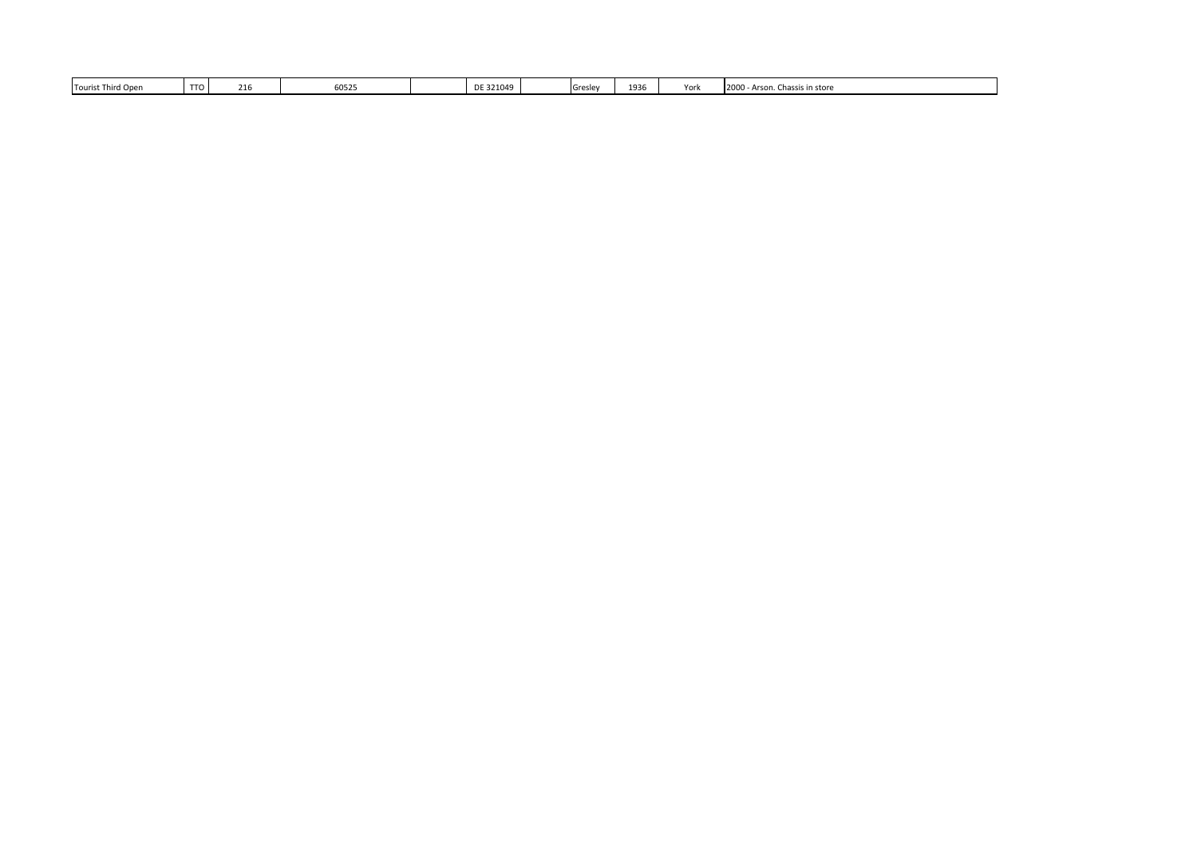| | | | | | | | | | | |
|---|---|---|---|---|---|---|---|---|---|---|
| Tourist Third Open | TTO | 216 | 60525 | | DE 321049 | | Gresley | 1936 | York | 2000 - Arson. Chassis in store |